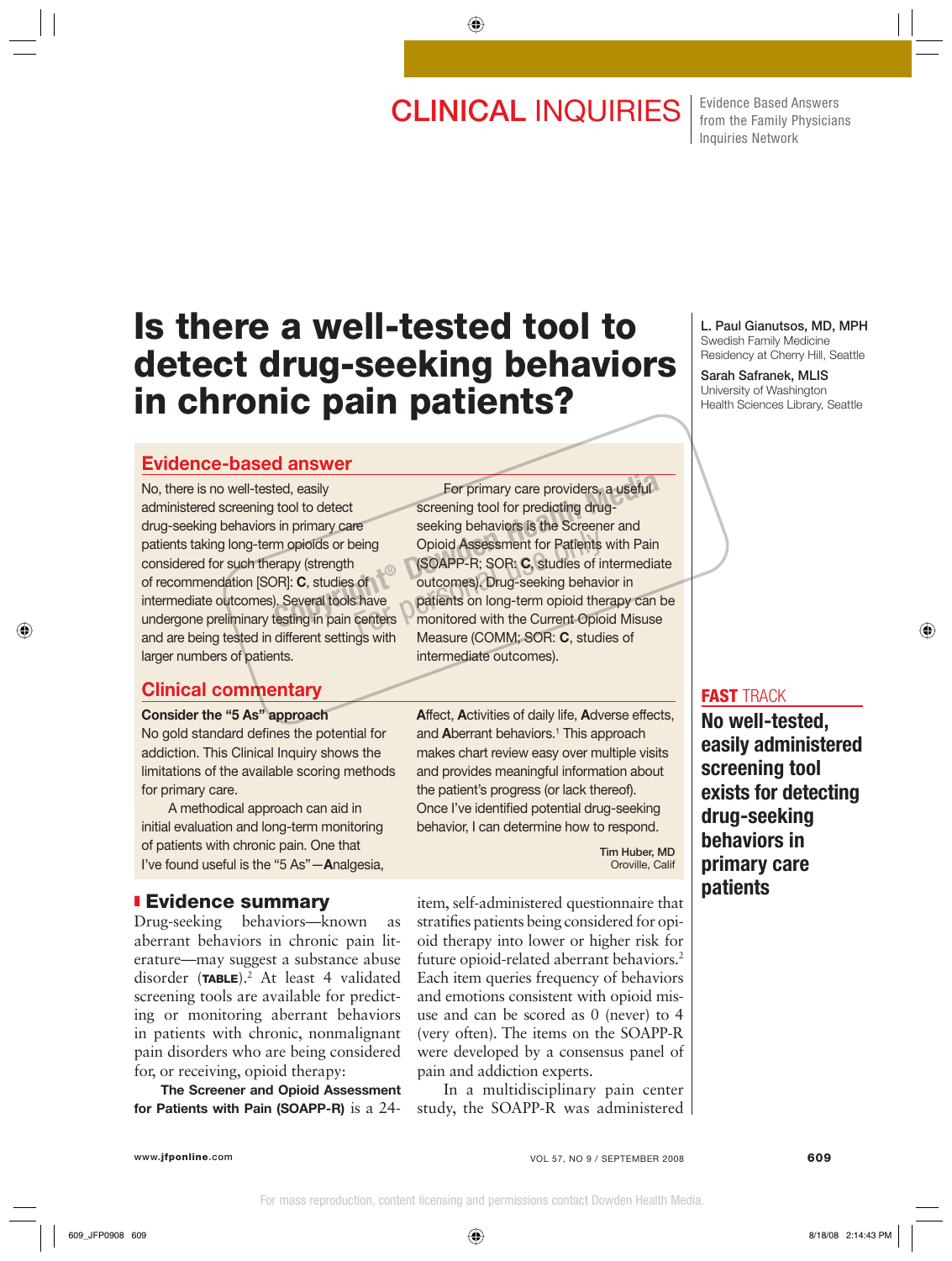CLINICAL INQUIRIES

Evidence Based Answers from the Family Physicians Inquiries Network

# Is there a well-tested tool to detect drug-seeking behaviors in chronic pain patients?

L. Paul Gianutsos, MD, MPH
Swedish Family Medicine Residency at Cherry Hill, Seattle

Sarah Safranek, MLIS
University of Washington Health Sciences Library, Seattle

## Evidence-based answer

No, there is no well-tested, easily administered screening tool to detect drug-seeking behaviors in primary care patients taking long-term opioids or being considered for such therapy (strength of recommendation [SOR]: **C**, studies of intermediate outcomes). Several tools have undergone preliminary testing in pain centers and are being tested in different settings with larger numbers of patients.

For primary care providers, a useful screening tool for predicting drug-seeking behaviors is the Screener and Opioid Assessment for Patients with Pain (SOAPP-R; SOR: **C**, studies of intermediate outcomes). Drug-seeking behavior in patients on long-term opioid therapy can be monitored with the Current Opioid Misuse Measure (COMM; SOR: **C**, studies of intermediate outcomes).

## Clinical commentary

**Consider the "5 As" approach**

No gold standard defines the potential for addiction. This Clinical Inquiry shows the limitations of the available scoring methods for primary care.

A methodical approach can aid in initial evaluation and long-term monitoring of patients with chronic pain. One that I've found useful is the "5 As"—**A**nalgesia, **A**ffect, **A**ctivities of daily life, **A**dverse effects, and **A**berrant behaviors.[1] This approach makes chart review easy over multiple visits and provides meaningful information about the patient's progress (or lack thereof). Once I've identified potential drug-seeking behavior, I can determine how to respond.

Tim Huber, MD
Oroville, Calif

**FAST TRACK**

**No well-tested, easily administered screening tool exists for detecting drug-seeking behaviors in primary care patients**

## Evidence summary

Drug-seeking behaviors—known as aberrant behaviors in chronic pain literature—may suggest a substance abuse disorder (**TABLE**).[2] At least 4 validated screening tools are available for predicting or monitoring aberrant behaviors in patients with chronic, nonmalignant pain disorders who are being considered for, or receiving, opioid therapy:

**The Screener and Opioid Assessment for Patients with Pain (SOAPP-R)** is a 24-item, self-administered questionnaire that stratifies patients being considered for opioid therapy into lower or higher risk for future opioid-related aberrant behaviors.[2] Each item queries frequency of behaviors and emotions consistent with opioid misuse and can be scored as 0 (never) to 4 (very often). The items on the SOAPP-R were developed by a consensus panel of pain and addiction experts.

In a multidisciplinary pain center study, the SOAPP-R was administered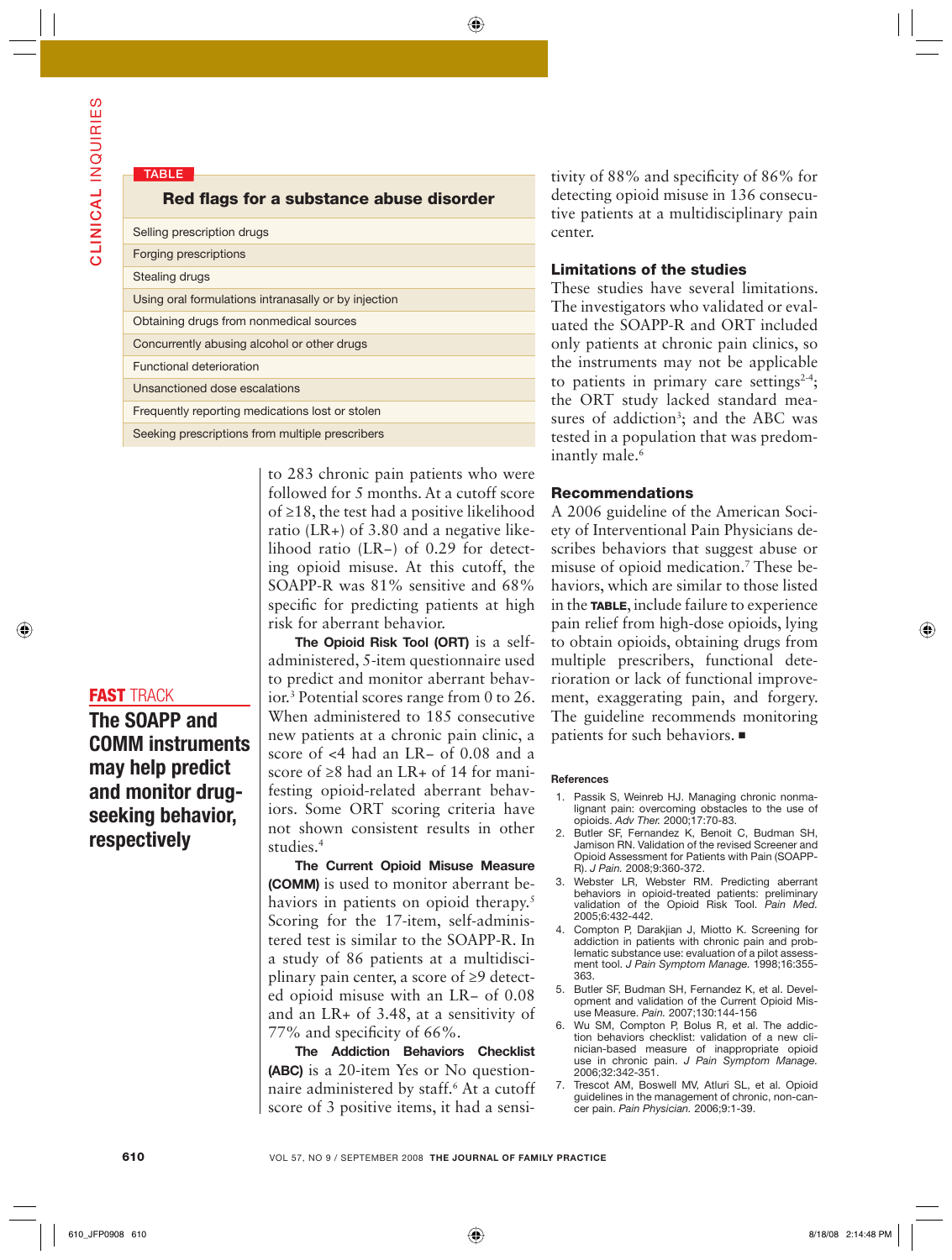**TABLE**

**Red flags for a substance abuse disorder**

| |
|---|
| Selling prescription drugs |
| Forging prescriptions |
| Stealing drugs |
| Using oral formulations intranasally or by injection |
| Obtaining drugs from nonmedical sources |
| Concurrently abusing alcohol or other drugs |
| Functional deterioration |
| Unsanctioned dose escalations |
| Frequently reporting medications lost or stolen |
| Seeking prescriptions from multiple prescribers |

to 283 chronic pain patients who were followed for 5 months. At a cutoff score of ≥18, the test had a positive likelihood ratio (LR+) of 3.80 and a negative likelihood ratio (LR–) of 0.29 for detecting opioid misuse. At this cutoff, the SOAPP-R was 81% sensitive and 68% specific for predicting patients at high risk for aberrant behavior.

**The Opioid Risk Tool (ORT)** is a self-administered, 5-item questionnaire used to predict and monitor aberrant behavior.[3] Potential scores range from 0 to 26. When administered to 185 consecutive new patients at a chronic pain clinic, a score of <4 had an LR– of 0.08 and a score of ≥8 had an LR+ of 14 for manifesting opioid-related aberrant behaviors. Some ORT scoring criteria have not shown consistent results in other studies.[4]

**FAST TRACK**

**The SOAPP and COMM instruments may help predict and monitor drug-seeking behavior, respectively**

**The Current Opioid Misuse Measure (COMM)** is used to monitor aberrant behaviors in patients on opioid therapy.[5] Scoring for the 17-item, self-administered test is similar to the SOAPP-R. In a study of 86 patients at a multidisciplinary pain center, a score of ≥9 detected opioid misuse with an LR– of 0.08 and an LR+ of 3.48, at a sensitivity of 77% and specificity of 66%.

**The Addiction Behaviors Checklist (ABC)** is a 20-item Yes or No questionnaire administered by staff.[6] At a cutoff score of 3 positive items, it had a sensitivity of 88% and specificity of 86% for detecting opioid misuse in 136 consecutive patients at a multidisciplinary pain center.

## Limitations of the studies

These studies have several limitations. The investigators who validated or evaluated the SOAPP-R and ORT included only patients at chronic pain clinics, so the instruments may not be applicable to patients in primary care settings[2-4]; the ORT study lacked standard measures of addiction[3]; and the ABC was tested in a population that was predominantly male.[6]

## Recommendations

A 2006 guideline of the American Society of Interventional Pain Physicians describes behaviors that suggest abuse or misuse of opioid medication.[7] These behaviors, which are similar to those listed in the **TABLE**, include failure to experience pain relief from high-dose opioids, lying to obtain opioids, obtaining drugs from multiple prescribers, functional deterioration or lack of functional improvement, exaggerating pain, and forgery. The guideline recommends monitoring patients for such behaviors. ■

### References

1. Passik S, Weinreb HJ. Managing chronic nonmalignant pain: overcoming obstacles to the use of opioids. *Adv Ther.* 2000;17:70-83.
2. Butler SF, Fernandez K, Benoit C, Budman SH, Jamison RN. Validation of the revised Screener and Opioid Assessment for Patients with Pain (SOAPP-R). *J Pain.* 2008;9:360-372.
3. Webster LR, Webster RM. Predicting aberrant behaviors in opioid-treated patients: preliminary validation of the Opioid Risk Tool. *Pain Med.* 2005;6:432-442.
4. Compton P, Darakjian J, Miotto K. Screening for addiction in patients with chronic pain and problematic substance use: evaluation of a pilot assessment tool. *J Pain Symptom Manage.* 1998;16:355-363.
5. Butler SF, Budman SH, Fernandez K, et al. Development and validation of the Current Opioid Misuse Measure. *Pain.* 2007;130:144-156
6. Wu SM, Compton P, Bolus R, et al. The addiction behaviors checklist: validation of a new clinician-based measure of inappropriate opioid use in chronic pain. *J Pain Symptom Manage.* 2006;32:342-351.
7. Trescot AM, Boswell MV, Atluri SL, et al. Opioid guidelines in the management of chronic, non-cancer pain. *Pain Physician.* 2006;9:1-39.